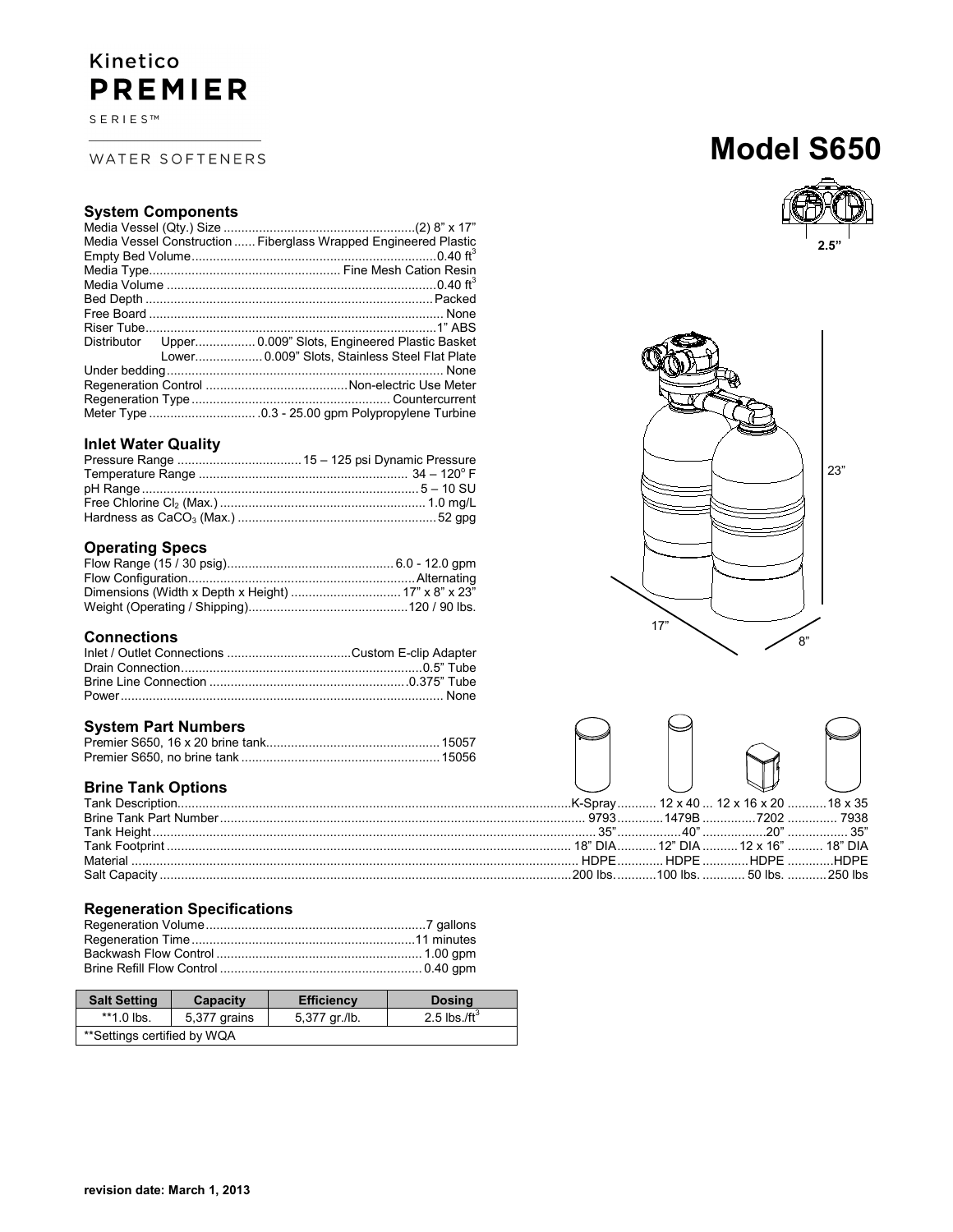Kinetico
# PREMIER
SERIES™

WATER SOFTENERS

# Model S650

### System Components

| | |
|---|---|
| Media Vessel (Qty.) Size | (2) 8" x 17" |
| Media Vessel Construction | Fiberglass Wrapped Engineered Plastic |
| Empty Bed Volume | 0.40 $ft^3$ |
| Media Type | Fine Mesh Cation Resin |
| Media Volume | 0.40 $ft^3$ |
| Bed Depth | Packed |
| Free Board | None |
| Riser Tube | 1" ABS |
| Distributor Upper | 0.009" Slots, Engineered Plastic Basket |
| Distributor Lower | 0.009" Slots, Stainless Steel Flat Plate |
| Under bedding | None |
| Regeneration Control | Non-electric Use Meter |
| Regeneration Type | Countercurrent |
| Meter Type | 0.3 - 25.00 gpm Polypropylene Turbine |

### Inlet Water Quality

| | |
|---|---|
| Pressure Range | 15 – 125 psi Dynamic Pressure |
| Temperature Range | 34 – 120° F |
| pH Range | 5 – 10 SU |
| Free Chlorine $Cl_2$ (Max.) | 1.0 mg/L |
| Hardness as $CaCO_3$ (Max.) | 52 gpg |

### Operating Specs

| | |
|---|---|
| Flow Range (15 / 30 psig) | 6.0 - 12.0 gpm |
| Flow Configuration | Alternating |
| Dimensions (Width x Depth x Height) | 17" x 8" x 23" |
| Weight (Operating / Shipping) | 120 / 90 lbs. |

### Connections

| | |
|---|---|
| Inlet / Outlet Connections | Custom E-clip Adapter |
| Drain Connection | 0.5" Tube |
| Brine Line Connection | 0.375" Tube |
| Power | None |

### System Part Numbers

| | |
|---|---|
| Premier S650, 16 x 20 brine tank | 15057 |
| Premier S650, no brine tank | 15056 |

### Brine Tank Options

| Tank Description | K-Spray | 12 x 40 | 12 x 16 x 20 | 18 x 35 |
|---|---|---|---|---|
| Brine Tank Part Number | 9793 | 1479B | 7202 | 7938 |
| Tank Height | 35" | 40" | 20" | 35" |
| Tank Footprint | 18" DIA | 12" DIA | 12 x 16" | 18" DIA |
| Material | HDPE | HDPE | HDPE | HDPE |
| Salt Capacity | 200 lbs. | 100 lbs. | 50 lbs. | 250 lbs |

### Regeneration Specifications

| | |
|---|---|
| Regeneration Volume | 7 gallons |
| Regeneration Time | 11 minutes |
| Backwash Flow Control | 1.00 gpm |
| Brine Refill Flow Control | 0.40 gpm |

| Salt Setting | Capacity | Efficiency | Dosing |
|---|---|---|---|
| **1.0 lbs. | 5,377 grains | 5,377 gr./lb. | 2.5 lbs./$ft^3$ |
| **Settings certified by WQA | | | |

**revision date: March 1, 2013**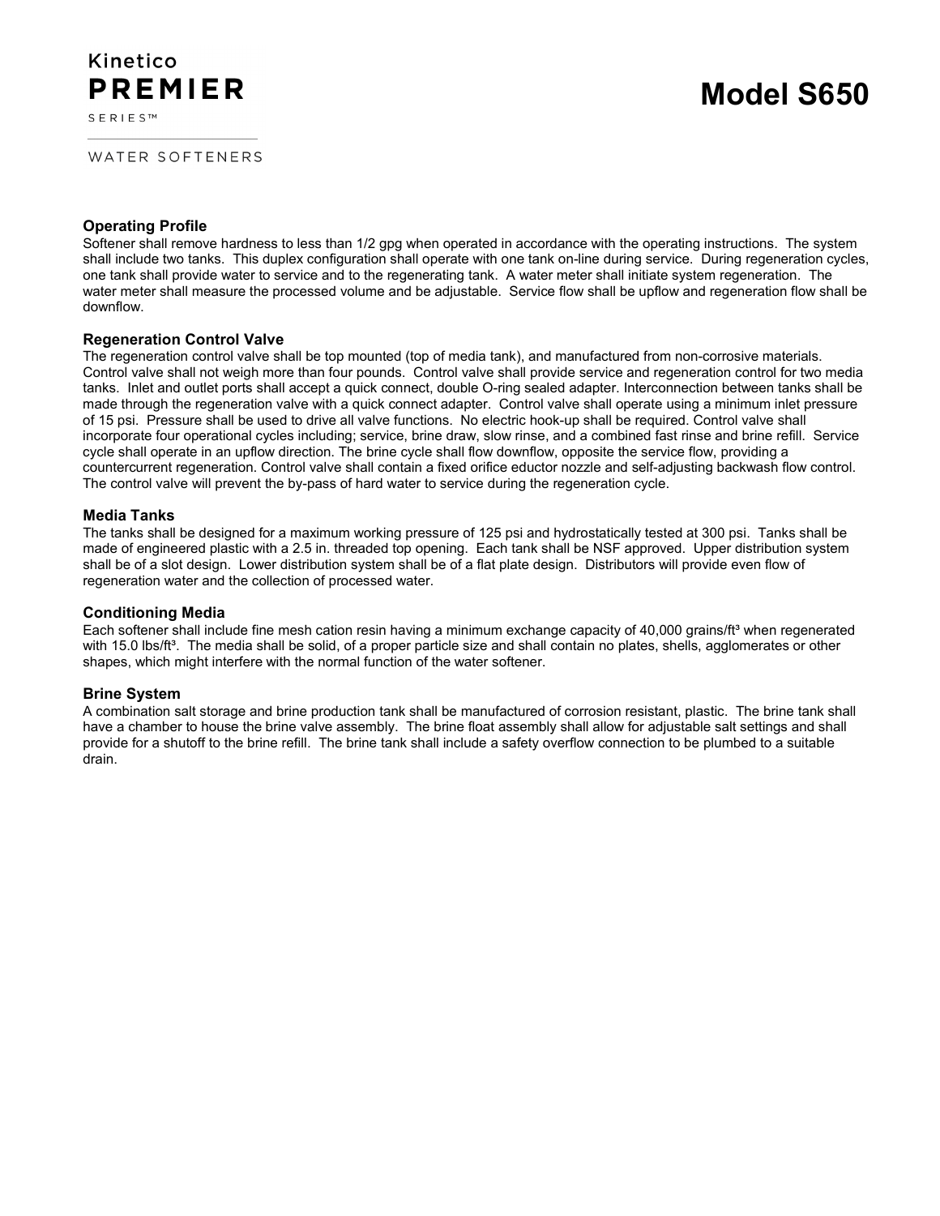Kinetico

**PREMIER**

SERIES™

WATER SOFTENERS

# Model S650

### Operating Profile

Softener shall remove hardness to less than 1/2 gpg when operated in accordance with the operating instructions. The system shall include two tanks. This duplex configuration shall operate with one tank on-line during service. During regeneration cycles, one tank shall provide water to service and to the regenerating tank. A water meter shall initiate system regeneration. The water meter shall measure the processed volume and be adjustable. Service flow shall be upflow and regeneration flow shall be downflow.

### Regeneration Control Valve

The regeneration control valve shall be top mounted (top of media tank), and manufactured from non-corrosive materials. Control valve shall not weigh more than four pounds. Control valve shall provide service and regeneration control for two media tanks. Inlet and outlet ports shall accept a quick connect, double O-ring sealed adapter. Interconnection between tanks shall be made through the regeneration valve with a quick connect adapter. Control valve shall operate using a minimum inlet pressure of 15 psi. Pressure shall be used to drive all valve functions. No electric hook-up shall be required. Control valve shall incorporate four operational cycles including; service, brine draw, slow rinse, and a combined fast rinse and brine refill. Service cycle shall operate in an upflow direction. The brine cycle shall flow downflow, opposite the service flow, providing a countercurrent regeneration. Control valve shall contain a fixed orifice eductor nozzle and self-adjusting backwash flow control. The control valve will prevent the by-pass of hard water to service during the regeneration cycle.

### Media Tanks

The tanks shall be designed for a maximum working pressure of 125 psi and hydrostatically tested at 300 psi. Tanks shall be made of engineered plastic with a 2.5 in. threaded top opening. Each tank shall be NSF approved. Upper distribution system shall be of a slot design. Lower distribution system shall be of a flat plate design. Distributors will provide even flow of regeneration water and the collection of processed water.

### Conditioning Media

Each softener shall include fine mesh cation resin having a minimum exchange capacity of 40,000 grains/ft$^3$ when regenerated with 15.0 lbs/ft$^3$. The media shall be solid, of a proper particle size and shall contain no plates, shells, agglomerates or other shapes, which might interfere with the normal function of the water softener.

### Brine System

A combination salt storage and brine production tank shall be manufactured of corrosion resistant, plastic. The brine tank shall have a chamber to house the brine valve assembly. The brine float assembly shall allow for adjustable salt settings and shall provide for a shutoff to the brine refill. The brine tank shall include a safety overflow connection to be plumbed to a suitable drain.